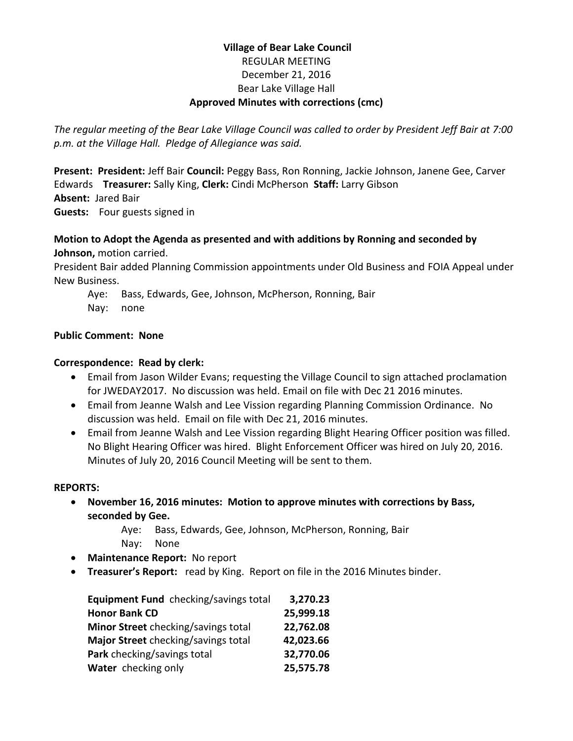**Village of Bear Lake Council**
REGULAR MEETING
December 21, 2016
Bear Lake Village Hall
**Approved Minutes with corrections (cmc)**

*The regular meeting of the Bear Lake Village Council was called to order by President Jeff Bair at 7:00 p.m. at the Village Hall. Pledge of Allegiance was said.*

**Present: President:** Jeff Bair **Council:** Peggy Bass, Ron Ronning, Jackie Johnson, Janene Gee, Carver Edwards **Treasurer:** Sally King, **Clerk:** Cindi McPherson **Staff:** Larry Gibson
**Absent:** Jared Bair
**Guests:** Four guests signed in

**Motion to Adopt the Agenda as presented and with additions by Ronning and seconded by Johnson,** motion carried.
President Bair added Planning Commission appointments under Old Business and FOIA Appeal under New Business.

Aye: Bass, Edwards, Gee, Johnson, McPherson, Ronning, Bair
Nay: none

**Public Comment: None**

**Correspondence: Read by clerk:**

- Email from Jason Wilder Evans; requesting the Village Council to sign attached proclamation for JWEDAY2017. No discussion was held. Email on file with Dec 21 2016 minutes.
- Email from Jeanne Walsh and Lee Vission regarding Planning Commission Ordinance. No discussion was held. Email on file with Dec 21, 2016 minutes.
- Email from Jeanne Walsh and Lee Vission regarding Blight Hearing Officer position was filled. No Blight Hearing Officer was hired. Blight Enforcement Officer was hired on July 20, 2016. Minutes of July 20, 2016 Council Meeting will be sent to them.

**REPORTS:**

- **November 16, 2016 minutes: Motion to approve minutes with corrections by Bass, seconded by Gee.**

  Aye: Bass, Edwards, Gee, Johnson, McPherson, Ronning, Bair
  Nay: None

- **Maintenance Report:** No report
- **Treasurer's Report:** read by King. Report on file in the 2016 Minutes binder.

| | |
|---|---|
| **Equipment Fund** checking/savings total | **3,270.23** |
| **Honor Bank CD** | **25,999.18** |
| **Minor Street** checking/savings total | **22,762.08** |
| **Major Street** checking/savings total | **42,023.66** |
| **Park** checking/savings total | **32,770.06** |
| **Water** checking only | **25,575.78** |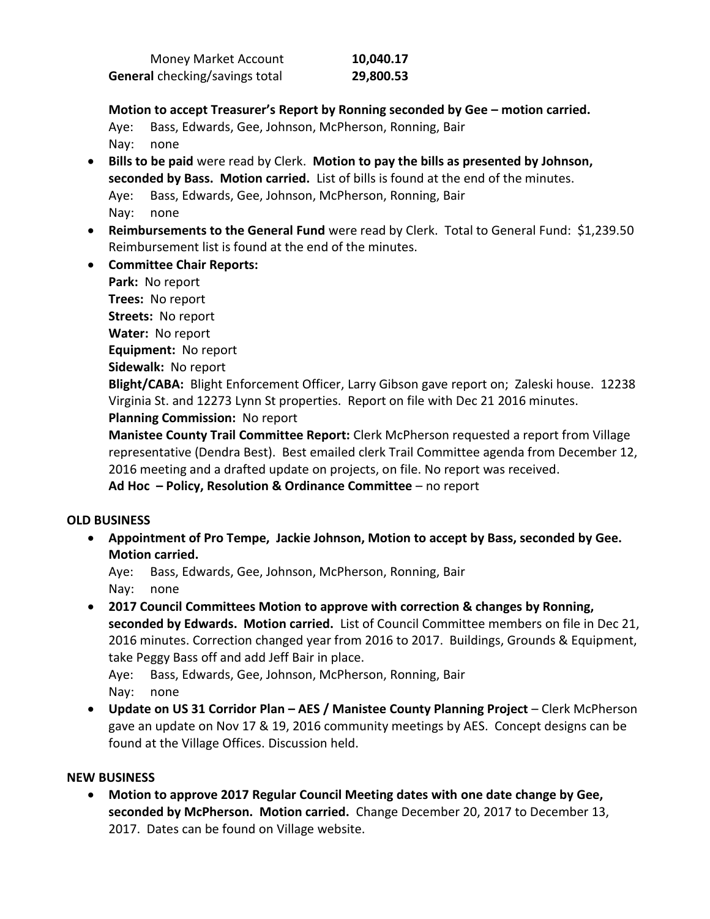| | |
|---|---|
| Money Market Account | **10,040.17** |
| **General** checking/savings total | **29,800.53** |

**Motion to accept Treasurer's Report by Ronning seconded by Gee – motion carried.**
Aye: Bass, Edwards, Gee, Johnson, McPherson, Ronning, Bair
Nay: none

- **Bills to be paid** were read by Clerk. **Motion to pay the bills as presented by Johnson, seconded by Bass. Motion carried.** List of bills is found at the end of the minutes.
  Aye: Bass, Edwards, Gee, Johnson, McPherson, Ronning, Bair
  Nay: none
- **Reimbursements to the General Fund** were read by Clerk. Total to General Fund: $1,239.50 Reimbursement list is found at the end of the minutes.
- **Committee Chair Reports:**
  **Park:** No report
  **Trees:** No report
  **Streets:** No report
  **Water:** No report
  **Equipment:** No report
  **Sidewalk:** No report
  **Blight/CABA:** Blight Enforcement Officer, Larry Gibson gave report on; Zaleski house. 12238 Virginia St. and 12273 Lynn St properties. Report on file with Dec 21 2016 minutes.
  **Planning Commission:** No report
  **Manistee County Trail Committee Report:** Clerk McPherson requested a report from Village representative (Dendra Best). Best emailed clerk Trail Committee agenda from December 12, 2016 meeting and a drafted update on projects, on file. No report was received.
  **Ad Hoc – Policy, Resolution & Ordinance Committee** – no report

## OLD BUSINESS

- **Appointment of Pro Tempe, Jackie Johnson, Motion to accept by Bass, seconded by Gee. Motion carried.**
  Aye: Bass, Edwards, Gee, Johnson, McPherson, Ronning, Bair
  Nay: none
- **2017 Council Committees Motion to approve with correction & changes by Ronning, seconded by Edwards. Motion carried.** List of Council Committee members on file in Dec 21, 2016 minutes. Correction changed year from 2016 to 2017. Buildings, Grounds & Equipment, take Peggy Bass off and add Jeff Bair in place.
  Aye: Bass, Edwards, Gee, Johnson, McPherson, Ronning, Bair
  Nay: none
- **Update on US 31 Corridor Plan – AES / Manistee County Planning Project** – Clerk McPherson gave an update on Nov 17 & 19, 2016 community meetings by AES. Concept designs can be found at the Village Offices. Discussion held.

## NEW BUSINESS

- **Motion to approve 2017 Regular Council Meeting dates with one date change by Gee, seconded by McPherson. Motion carried.** Change December 20, 2017 to December 13, 2017. Dates can be found on Village website.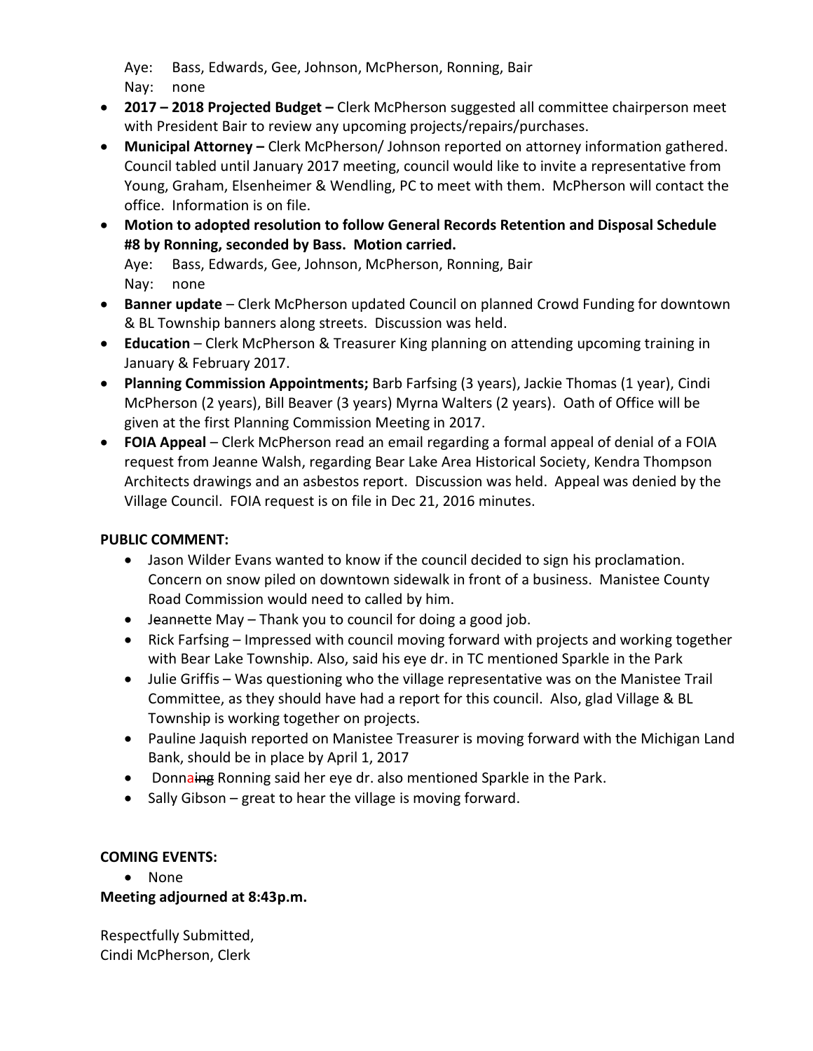Aye: Bass, Edwards, Gee, Johnson, McPherson, Ronning, Bair
Nay: none

- **2017 – 2018 Projected Budget –** Clerk McPherson suggested all committee chairperson meet with President Bair to review any upcoming projects/repairs/purchases.
- **Municipal Attorney –** Clerk McPherson/ Johnson reported on attorney information gathered. Council tabled until January 2017 meeting, council would like to invite a representative from Young, Graham, Elsenheimer & Wendling, PC to meet with them. McPherson will contact the office. Information is on file.
- **Motion to adopted resolution to follow General Records Retention and Disposal Schedule #8 by Ronning, seconded by Bass. Motion carried.**
  Aye: Bass, Edwards, Gee, Johnson, McPherson, Ronning, Bair
  Nay: none
- **Banner update** – Clerk McPherson updated Council on planned Crowd Funding for downtown & BL Township banners along streets. Discussion was held.
- **Education** – Clerk McPherson & Treasurer King planning on attending upcoming training in January & February 2017.
- **Planning Commission Appointments;** Barb Farfsing (3 years), Jackie Thomas (1 year), Cindi McPherson (2 years), Bill Beaver (3 years) Myrna Walters (2 years). Oath of Office will be given at the first Planning Commission Meeting in 2017.
- **FOIA Appeal** – Clerk McPherson read an email regarding a formal appeal of denial of a FOIA request from Jeanne Walsh, regarding Bear Lake Area Historical Society, Kendra Thompson Architects drawings and an asbestos report. Discussion was held. Appeal was denied by the Village Council. FOIA request is on file in Dec 21, 2016 minutes.

**PUBLIC COMMENT:**

- Jason Wilder Evans wanted to know if the council decided to sign his proclamation. Concern on snow piled on downtown sidewalk in front of a business. Manistee County Road Commission would need to called by him.
- J~~e~~an~~n~~ette May – Thank you to council for doing a good job.
- Rick Farfsing – Impressed with council moving forward with projects and working together with Bear Lake Township. Also, said his eye dr. in TC mentioned Sparkle in the Park
- Julie Griffis – Was questioning who the village representative was on the Manistee Trail Committee, as they should have had a report for this council. Also, glad Village & BL Township is working together on projects.
- Pauline Jaquish reported on Manistee Treasurer is moving forward with the Michigan Land Bank, should be in place by April 1, 2017
- Donna~~ing~~ Ronning said her eye dr. also mentioned Sparkle in the Park.
- Sally Gibson – great to hear the village is moving forward.

**COMING EVENTS:**

- None

**Meeting adjourned at 8:43p.m.**

Respectfully Submitted,
Cindi McPherson, Clerk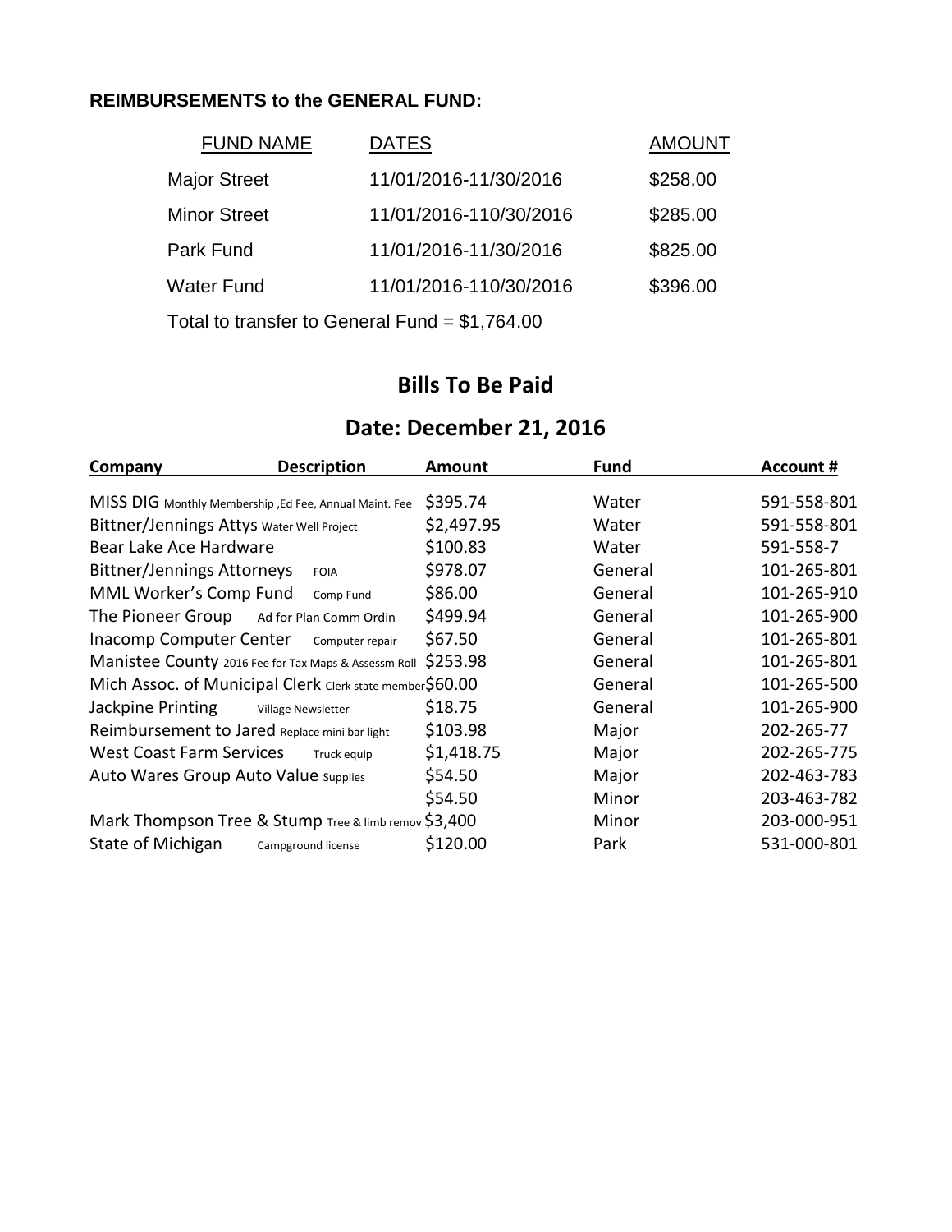**REIMBURSEMENTS to the GENERAL FUND:**

| FUND NAME | DATES | AMOUNT |
|---|---|---|
| Major Street | 11/01/2016-11/30/2016 | $258.00 |
| Minor Street | 11/01/2016-110/30/2016 | $285.00 |
| Park Fund | 11/01/2016-11/30/2016 | $825.00 |
| Water Fund | 11/01/2016-110/30/2016 | $396.00 |

Total to transfer to General Fund = $1,764.00

## Bills To Be Paid

## Date: December 21, 2016

| Company | Description | Amount | Fund | Account # |
|---|---|---|---|---|
| MISS DIG | Monthly Membership ,Ed Fee, Annual Maint. Fee | $395.74 | Water | 591-558-801 |
| Bittner/Jennings Attys | Water Well Project | $2,497.95 | Water | 591-558-801 |
| Bear Lake Ace Hardware | | $100.83 | Water | 591-558-7 |
| Bittner/Jennings Attorneys | FOIA | $978.07 | General | 101-265-801 |
| MML Worker's Comp Fund | Comp Fund | $86.00 | General | 101-265-910 |
| The Pioneer Group | Ad for Plan Comm Ordin | $499.94 | General | 101-265-900 |
| Inacomp Computer Center | Computer repair | $67.50 | General | 101-265-801 |
| Manistee County | 2016 Fee for Tax Maps & Assessm Roll | $253.98 | General | 101-265-801 |
| Mich Assoc. of Municipal Clerk | Clerk state member | $60.00 | General | 101-265-500 |
| Jackpine Printing | Village Newsletter | $18.75 | General | 101-265-900 |
| Reimbursement to Jared | Replace mini bar light | $103.98 | Major | 202-265-77 |
| West Coast Farm Services | Truck equip | $1,418.75 | Major | 202-265-775 |
| Auto Wares Group Auto Value | Supplies | $54.50 | Major | 202-463-783 |
| | | $54.50 | Minor | 203-463-782 |
| Mark Thompson Tree & Stump | Tree & limb remov | $3,400 | Minor | 203-000-951 |
| State of Michigan | Campground license | $120.00 | Park | 531-000-801 |